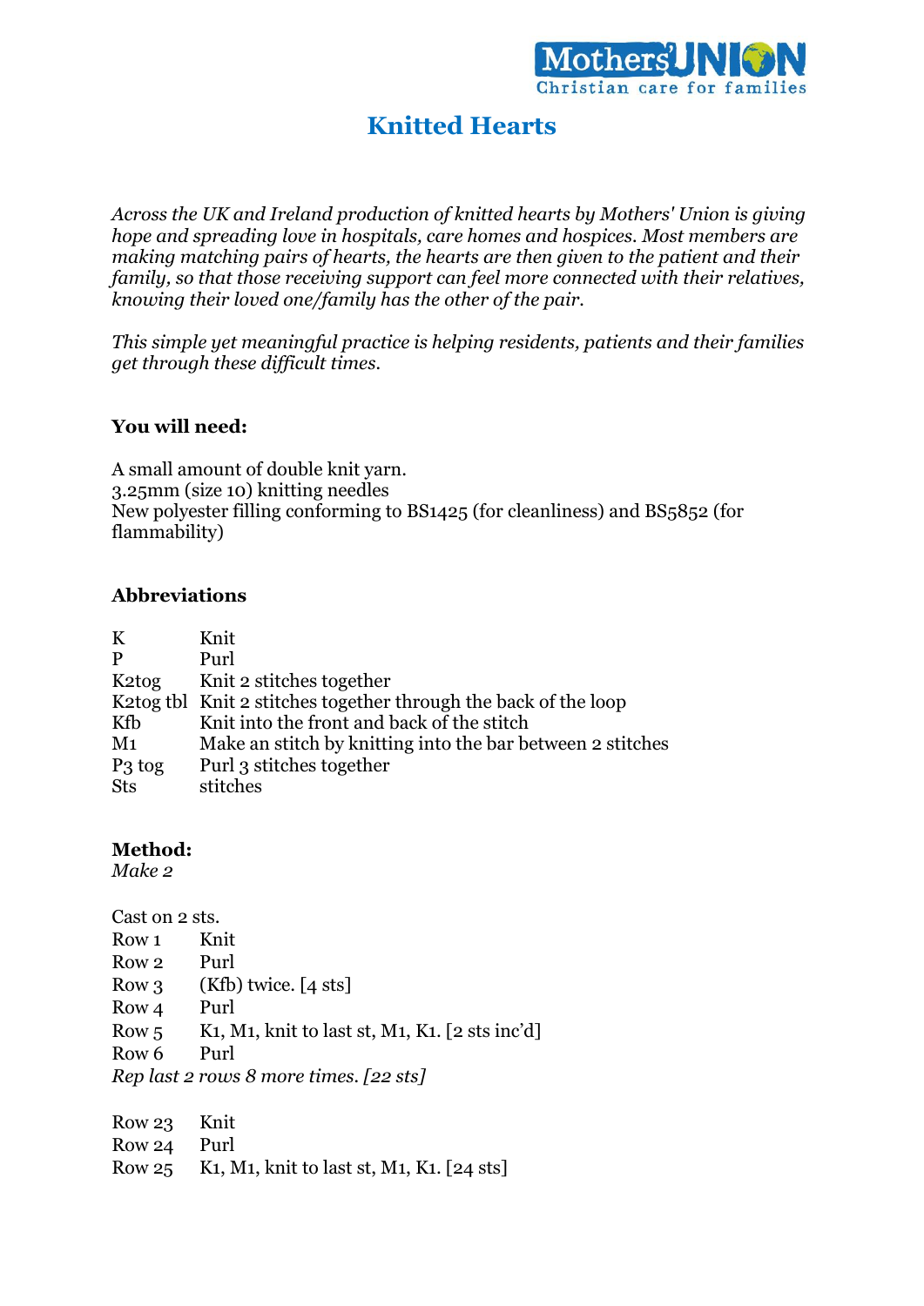Mothers' Union
Christian care for families

# Knitted Hearts

*Across the UK and Ireland production of knitted hearts by Mothers' Union is giving hope and spreading love in hospitals, care homes and hospices. Most members are making matching pairs of hearts, the hearts are then given to the patient and their family, so that those receiving support can feel more connected with their relatives, knowing their loved one/family has the other of the pair.*

*This simple yet meaningful practice is helping residents, patients and their families get through these difficult times.*

**You will need:**

A small amount of double knit yarn.
3.25mm (size 10) knitting needles
New polyester filling conforming to BS1425 (for cleanliness) and BS5852 (for flammability)

**Abbreviations**

| | |
|---|---|
| K | Knit |
| P | Purl |
| K2tog | Knit 2 stitches together |
| K2tog tbl | Knit 2 stitches together through the back of the loop |
| Kfb | Knit into the front and back of the stitch |
| M1 | Make an stitch by knitting into the bar between 2 stitches |
| P3 tog | Purl 3 stitches together |
| Sts | stitches |

**Method:**
*Make 2*

Cast on 2 sts.

| | |
|---|---|
| Row 1 | Knit |
| Row 2 | Purl |
| Row 3 | (Kfb) twice. [4 sts] |
| Row 4 | Purl |
| Row 5 | K1, M1, knit to last st, M1, K1. [2 sts inc'd] |
| Row 6 | Purl |

*Rep last 2 rows 8 more times. [22 sts]*

| | |
|---|---|
| Row 23 | Knit |
| Row 24 | Purl |
| Row 25 | K1, M1, knit to last st, M1, K1. [24 sts] |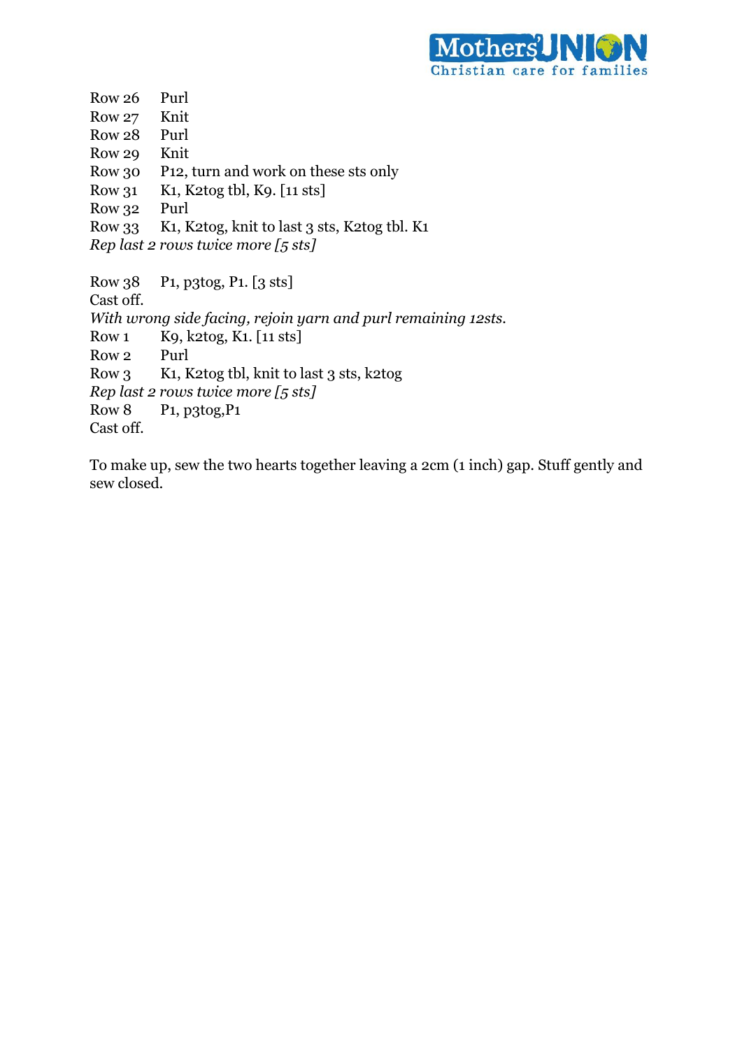Row 26 Purl
Row 27 Knit
Row 28 Purl
Row 29 Knit
Row 30 P12, turn and work on these sts only
Row 31 K1, K2tog tbl, K9. [11 sts]
Row 32 Purl
Row 33 K1, K2tog, knit to last 3 sts, K2tog tbl. K1
*Rep last 2 rows twice more [5 sts]*

Row 38 P1, p3tog, P1. [3 sts]
Cast off.
*With wrong side facing, rejoin yarn and purl remaining 12sts.*
Row 1 K9, k2tog, K1. [11 sts]
Row 2 Purl
Row 3 K1, K2tog tbl, knit to last 3 sts, k2tog
*Rep last 2 rows twice more [5 sts]*
Row 8 P1, p3tog,P1
Cast off.

To make up, sew the two hearts together leaving a 2cm (1 inch) gap. Stuff gently and sew closed.